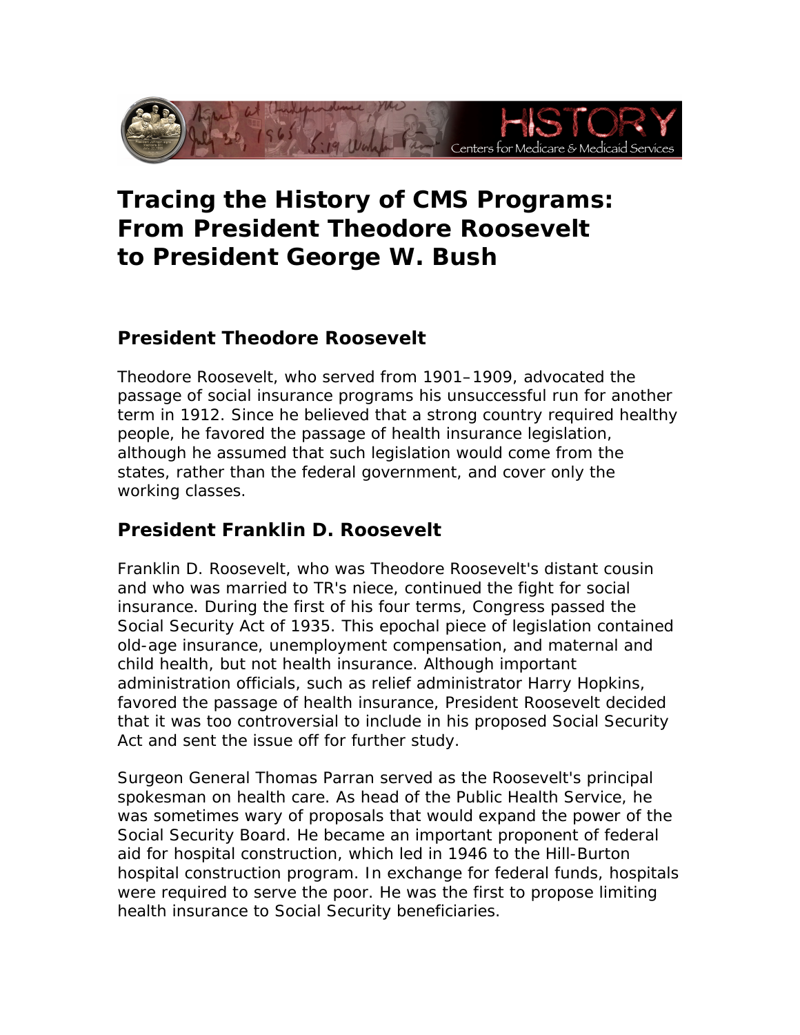# Tracing the History of CMS Programs: From President Theodore Roosevelt to President George W. Bush

## President Theodore Roosevelt

Theodore Roosevelt, who served from 1901–1909, advocated the passage of social insurance programs his unsuccessful run for another term in 1912. Since he believed that a strong country required healthy people, he favored the passage of health insurance legislation, although he assumed that such legislation would come from the states, rather than the federal government, and cover only the working classes.

## President Franklin D. Roosevelt

Franklin D. Roosevelt, who was Theodore Roosevelt's distant cousin and who was married to TR's niece, continued the fight for social insurance. During the first of his four terms, Congress passed the Social Security Act of 1935. This epochal piece of legislation contained old-age insurance, unemployment compensation, and maternal and child health, but not health insurance. Although important administration officials, such as relief administrator Harry Hopkins, favored the passage of health insurance, President Roosevelt decided that it was too controversial to include in his proposed Social Security Act and sent the issue off for further study.

Surgeon General Thomas Parran served as the Roosevelt's principal spokesman on health care. As head of the Public Health Service, he was sometimes wary of proposals that would expand the power of the Social Security Board. He became an important proponent of federal aid for hospital construction, which led in 1946 to the Hill-Burton hospital construction program. In exchange for federal funds, hospitals were required to serve the poor. He was the first to propose limiting health insurance to Social Security beneficiaries.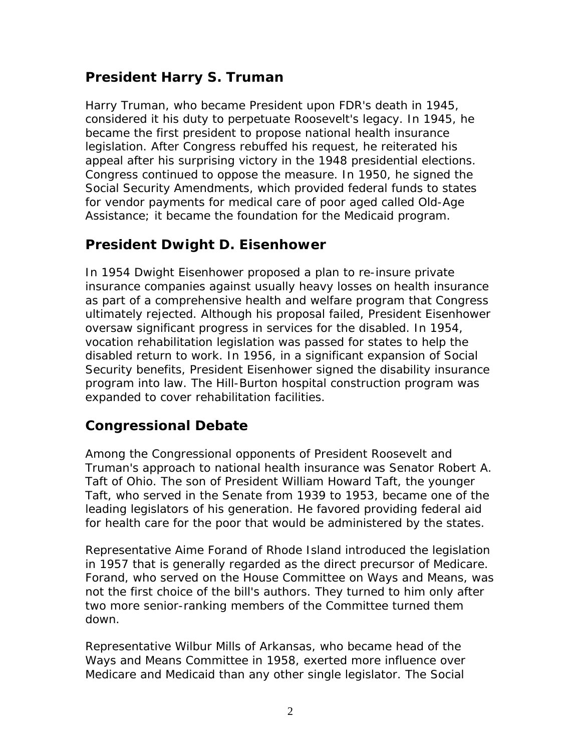## President Harry S. Truman

Harry Truman, who became President upon FDR's death in 1945, considered it his duty to perpetuate Roosevelt's legacy. In 1945, he became the first president to propose national health insurance legislation. After Congress rebuffed his request, he reiterated his appeal after his surprising victory in the 1948 presidential elections. Congress continued to oppose the measure. In 1950, he signed the Social Security Amendments, which provided federal funds to states for vendor payments for medical care of poor aged called Old-Age Assistance; it became the foundation for the Medicaid program.

## President Dwight D. Eisenhower

In 1954 Dwight Eisenhower proposed a plan to re-insure private insurance companies against usually heavy losses on health insurance as part of a comprehensive health and welfare program that Congress ultimately rejected. Although his proposal failed, President Eisenhower oversaw significant progress in services for the disabled. In 1954, vocation rehabilitation legislation was passed for states to help the disabled return to work. In 1956, in a significant expansion of Social Security benefits, President Eisenhower signed the disability insurance program into law. The Hill-Burton hospital construction program was expanded to cover rehabilitation facilities.

## Congressional Debate

Among the Congressional opponents of President Roosevelt and Truman's approach to national health insurance was Senator Robert A. Taft of Ohio. The son of President William Howard Taft, the younger Taft, who served in the Senate from 1939 to 1953, became one of the leading legislators of his generation. He favored providing federal aid for health care for the poor that would be administered by the states.

Representative Aime Forand of Rhode Island introduced the legislation in 1957 that is generally regarded as the direct precursor of Medicare. Forand, who served on the House Committee on Ways and Means, was not the first choice of the bill's authors. They turned to him only after two more senior-ranking members of the Committee turned them down.

Representative Wilbur Mills of Arkansas, who became head of the Ways and Means Committee in 1958, exerted more influence over Medicare and Medicaid than any other single legislator. The Social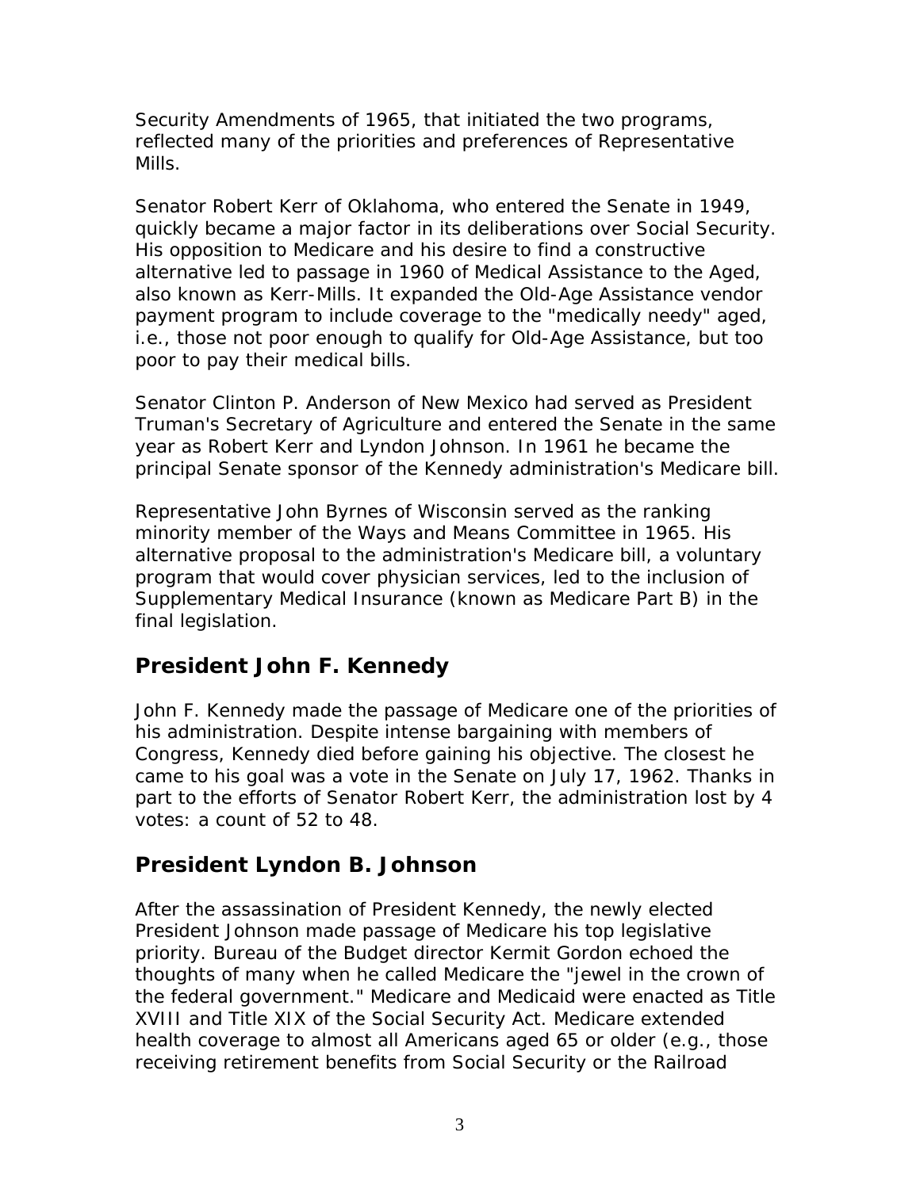Security Amendments of 1965, that initiated the two programs, reflected many of the priorities and preferences of Representative Mills.

Senator Robert Kerr of Oklahoma, who entered the Senate in 1949, quickly became a major factor in its deliberations over Social Security. His opposition to Medicare and his desire to find a constructive alternative led to passage in 1960 of Medical Assistance to the Aged, also known as Kerr-Mills. It expanded the Old-Age Assistance vendor payment program to include coverage to the "medically needy" aged, i.e., those not poor enough to qualify for Old-Age Assistance, but too poor to pay their medical bills.

Senator Clinton P. Anderson of New Mexico had served as President Truman's Secretary of Agriculture and entered the Senate in the same year as Robert Kerr and Lyndon Johnson. In 1961 he became the principal Senate sponsor of the Kennedy administration's Medicare bill.

Representative John Byrnes of Wisconsin served as the ranking minority member of the Ways and Means Committee in 1965. His alternative proposal to the administration's Medicare bill, a voluntary program that would cover physician services, led to the inclusion of Supplementary Medical Insurance (known as Medicare Part B) in the final legislation.

## President John F. Kennedy

John F. Kennedy made the passage of Medicare one of the priorities of his administration. Despite intense bargaining with members of Congress, Kennedy died before gaining his objective. The closest he came to his goal was a vote in the Senate on July 17, 1962. Thanks in part to the efforts of Senator Robert Kerr, the administration lost by 4 votes: a count of 52 to 48.

## President Lyndon B. Johnson

After the assassination of President Kennedy, the newly elected President Johnson made passage of Medicare his top legislative priority. Bureau of the Budget director Kermit Gordon echoed the thoughts of many when he called Medicare the "jewel in the crown of the federal government." Medicare and Medicaid were enacted as Title XVIII and Title XIX of the Social Security Act. Medicare extended health coverage to almost all Americans aged 65 or older (e.g., those receiving retirement benefits from Social Security or the Railroad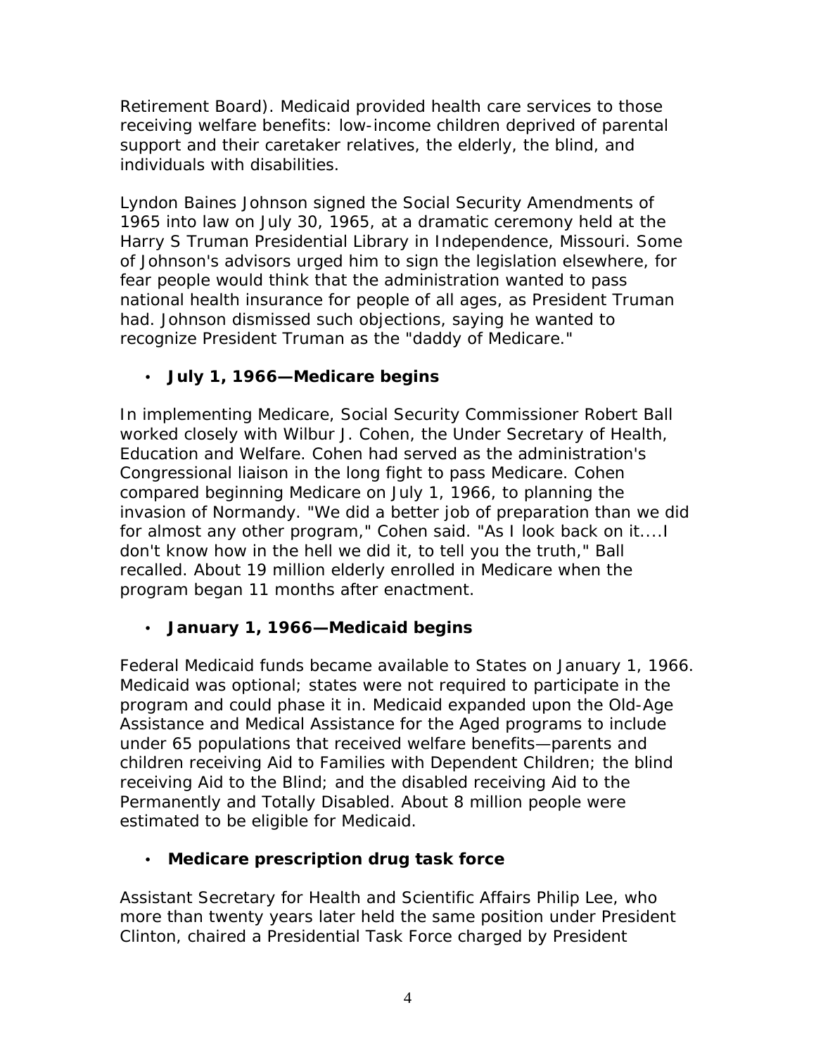Retirement Board). Medicaid provided health care services to those receiving welfare benefits: low-income children deprived of parental support and their caretaker relatives, the elderly, the blind, and individuals with disabilities.

Lyndon Baines Johnson signed the Social Security Amendments of 1965 into law on July 30, 1965, at a dramatic ceremony held at the Harry S Truman Presidential Library in Independence, Missouri. Some of Johnson's advisors urged him to sign the legislation elsewhere, for fear people would think that the administration wanted to pass national health insurance for people of all ages, as President Truman had. Johnson dismissed such objections, saying he wanted to recognize President Truman as the "daddy of Medicare."

- **July 1, 1966—Medicare begins**

In implementing Medicare, Social Security Commissioner Robert Ball worked closely with Wilbur J. Cohen, the Under Secretary of Health, Education and Welfare. Cohen had served as the administration's Congressional liaison in the long fight to pass Medicare. Cohen compared beginning Medicare on July 1, 1966, to planning the invasion of Normandy. "We did a better job of preparation than we did for almost any other program," Cohen said. "As I look back on it....I don't know how in the hell we did it, to tell you the truth," Ball recalled. About 19 million elderly enrolled in Medicare when the program began 11 months after enactment.

- **January 1, 1966—Medicaid begins**

Federal Medicaid funds became available to States on January 1, 1966. Medicaid was optional; states were not required to participate in the program and could phase it in. Medicaid expanded upon the Old-Age Assistance and Medical Assistance for the Aged programs to include under 65 populations that received welfare benefits—parents and children receiving Aid to Families with Dependent Children; the blind receiving Aid to the Blind; and the disabled receiving Aid to the Permanently and Totally Disabled. About 8 million people were estimated to be eligible for Medicaid.

- **Medicare prescription drug task force**

Assistant Secretary for Health and Scientific Affairs Philip Lee, who more than twenty years later held the same position under President Clinton, chaired a Presidential Task Force charged by President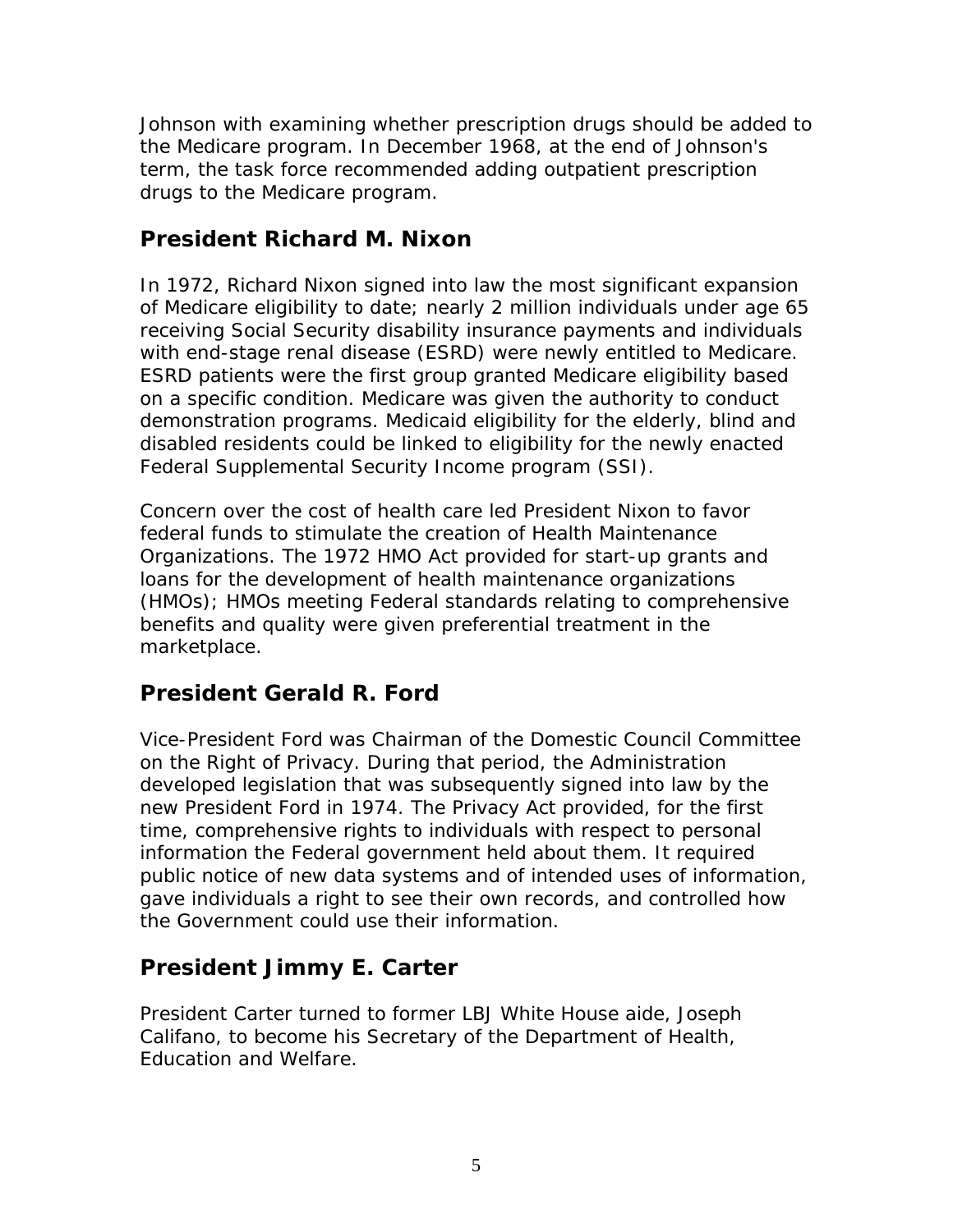Johnson with examining whether prescription drugs should be added to the Medicare program. In December 1968, at the end of Johnson's term, the task force recommended adding outpatient prescription drugs to the Medicare program.

## President Richard M. Nixon

In 1972, Richard Nixon signed into law the most significant expansion of Medicare eligibility to date; nearly 2 million individuals under age 65 receiving Social Security disability insurance payments and individuals with end-stage renal disease (ESRD) were newly entitled to Medicare. ESRD patients were the first group granted Medicare eligibility based on a specific condition. Medicare was given the authority to conduct demonstration programs. Medicaid eligibility for the elderly, blind and disabled residents could be linked to eligibility for the newly enacted Federal Supplemental Security Income program (SSI).

Concern over the cost of health care led President Nixon to favor federal funds to stimulate the creation of Health Maintenance Organizations. The 1972 HMO Act provided for start-up grants and loans for the development of health maintenance organizations (HMOs); HMOs meeting Federal standards relating to comprehensive benefits and quality were given preferential treatment in the marketplace.

## President Gerald R. Ford

Vice-President Ford was Chairman of the Domestic Council Committee on the Right of Privacy. During that period, the Administration developed legislation that was subsequently signed into law by the new President Ford in 1974. The Privacy Act provided, for the first time, comprehensive rights to individuals with respect to personal information the Federal government held about them. It required public notice of new data systems and of intended uses of information, gave individuals a right to see their own records, and controlled how the Government could use their information.

## President Jimmy E. Carter

President Carter turned to former LBJ White House aide, Joseph Califano, to become his Secretary of the Department of Health, Education and Welfare.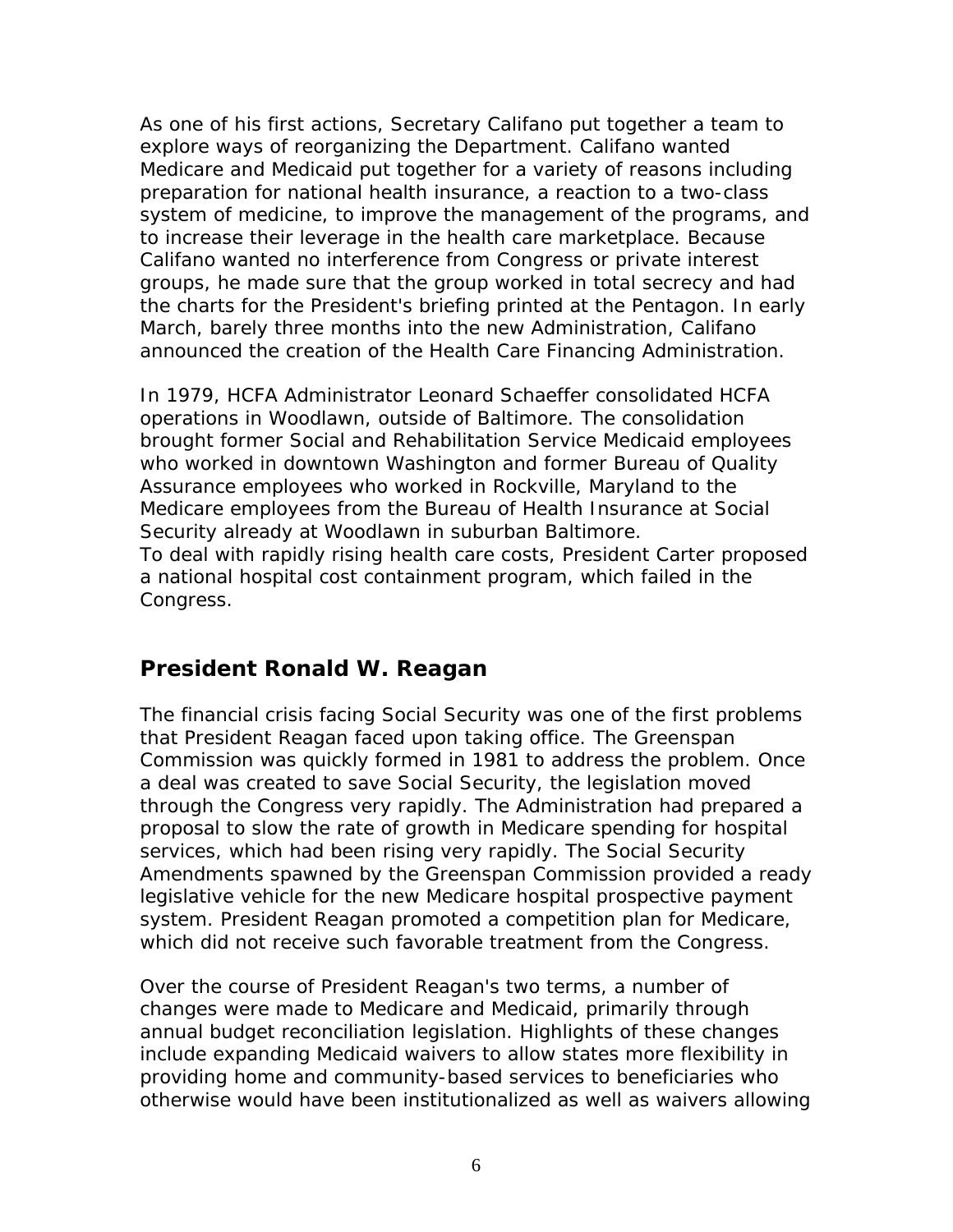As one of his first actions, Secretary Califano put together a team to explore ways of reorganizing the Department. Califano wanted Medicare and Medicaid put together for a variety of reasons including preparation for national health insurance, a reaction to a two-class system of medicine, to improve the management of the programs, and to increase their leverage in the health care marketplace. Because Califano wanted no interference from Congress or private interest groups, he made sure that the group worked in total secrecy and had the charts for the President's briefing printed at the Pentagon. In early March, barely three months into the new Administration, Califano announced the creation of the Health Care Financing Administration.

In 1979, HCFA Administrator Leonard Schaeffer consolidated HCFA operations in Woodlawn, outside of Baltimore. The consolidation brought former Social and Rehabilitation Service Medicaid employees who worked in downtown Washington and former Bureau of Quality Assurance employees who worked in Rockville, Maryland to the Medicare employees from the Bureau of Health Insurance at Social Security already at Woodlawn in suburban Baltimore.
To deal with rapidly rising health care costs, President Carter proposed a national hospital cost containment program, which failed in the Congress.

## President Ronald W. Reagan

The financial crisis facing Social Security was one of the first problems that President Reagan faced upon taking office. The Greenspan Commission was quickly formed in 1981 to address the problem. Once a deal was created to save Social Security, the legislation moved through the Congress very rapidly. The Administration had prepared a proposal to slow the rate of growth in Medicare spending for hospital services, which had been rising very rapidly. The Social Security Amendments spawned by the Greenspan Commission provided a ready legislative vehicle for the new Medicare hospital prospective payment system. President Reagan promoted a competition plan for Medicare, which did not receive such favorable treatment from the Congress.

Over the course of President Reagan's two terms, a number of changes were made to Medicare and Medicaid, primarily through annual budget reconciliation legislation. Highlights of these changes include expanding Medicaid waivers to allow states more flexibility in providing home and community-based services to beneficiaries who otherwise would have been institutionalized as well as waivers allowing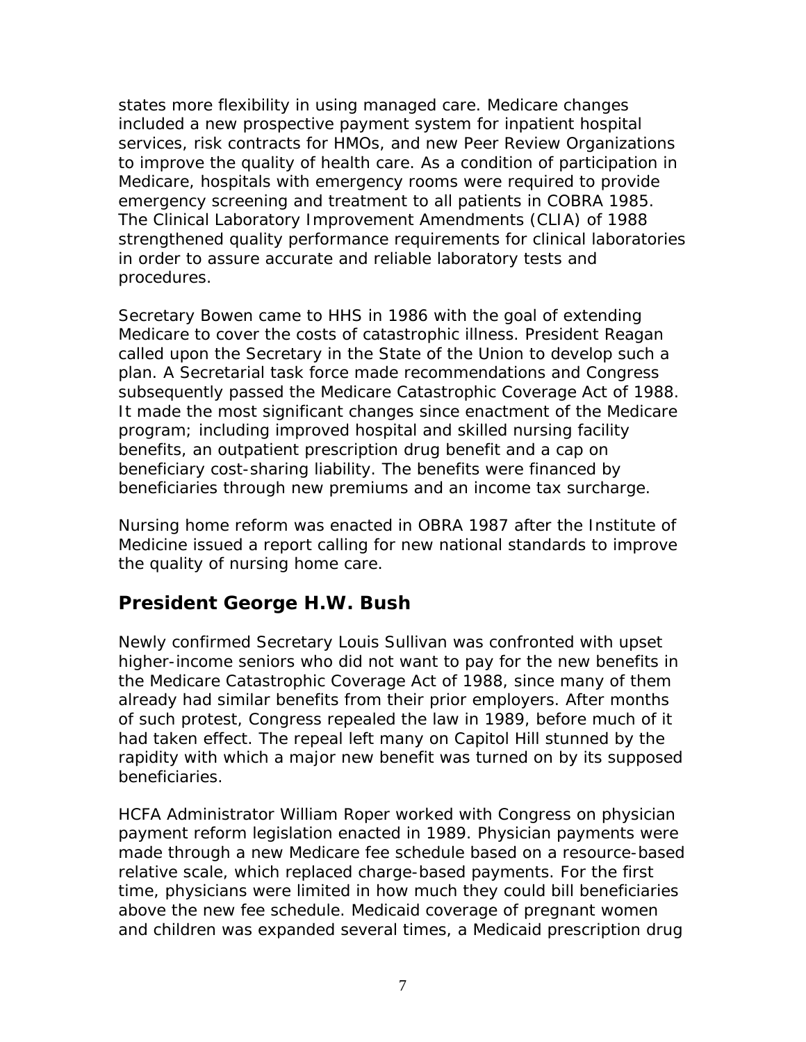states more flexibility in using managed care. Medicare changes included a new prospective payment system for inpatient hospital services, risk contracts for HMOs, and new Peer Review Organizations to improve the quality of health care. As a condition of participation in Medicare, hospitals with emergency rooms were required to provide emergency screening and treatment to all patients in COBRA 1985. The Clinical Laboratory Improvement Amendments (CLIA) of 1988 strengthened quality performance requirements for clinical laboratories in order to assure accurate and reliable laboratory tests and procedures.

Secretary Bowen came to HHS in 1986 with the goal of extending Medicare to cover the costs of catastrophic illness. President Reagan called upon the Secretary in the State of the Union to develop such a plan. A Secretarial task force made recommendations and Congress subsequently passed the Medicare Catastrophic Coverage Act of 1988. It made the most significant changes since enactment of the Medicare program; including improved hospital and skilled nursing facility benefits, an outpatient prescription drug benefit and a cap on beneficiary cost-sharing liability. The benefits were financed by beneficiaries through new premiums and an income tax surcharge.

Nursing home reform was enacted in OBRA 1987 after the Institute of Medicine issued a report calling for new national standards to improve the quality of nursing home care.

## President George H.W. Bush

Newly confirmed Secretary Louis Sullivan was confronted with upset higher-income seniors who did not want to pay for the new benefits in the Medicare Catastrophic Coverage Act of 1988, since many of them already had similar benefits from their prior employers. After months of such protest, Congress repealed the law in 1989, before much of it had taken effect. The repeal left many on Capitol Hill stunned by the rapidity with which a major new benefit was turned on by its supposed beneficiaries.

HCFA Administrator William Roper worked with Congress on physician payment reform legislation enacted in 1989. Physician payments were made through a new Medicare fee schedule based on a resource-based relative scale, which replaced charge-based payments. For the first time, physicians were limited in how much they could bill beneficiaries above the new fee schedule. Medicaid coverage of pregnant women and children was expanded several times, a Medicaid prescription drug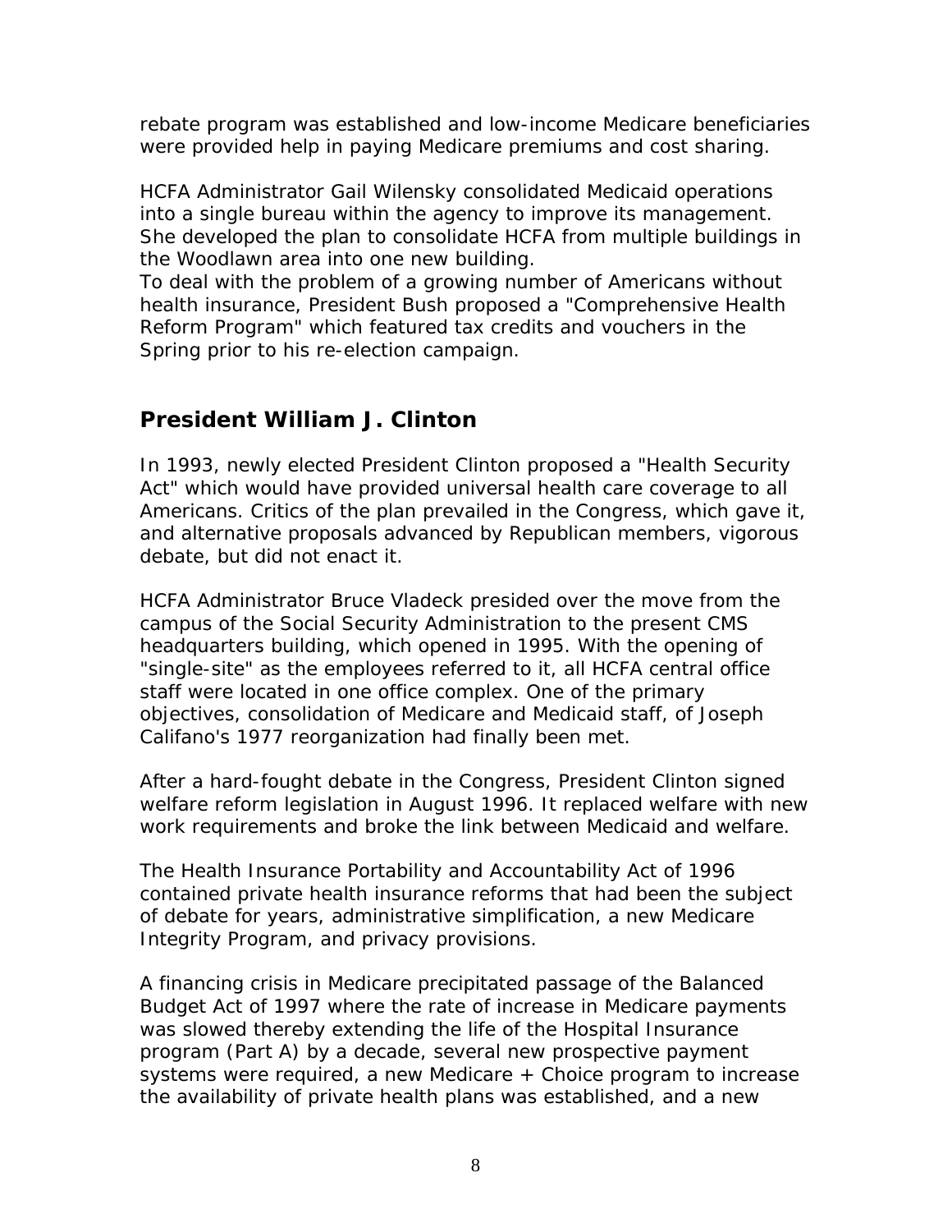rebate program was established and low-income Medicare beneficiaries were provided help in paying Medicare premiums and cost sharing.

HCFA Administrator Gail Wilensky consolidated Medicaid operations into a single bureau within the agency to improve its management. She developed the plan to consolidate HCFA from multiple buildings in the Woodlawn area into one new building.
To deal with the problem of a growing number of Americans without health insurance, President Bush proposed a "Comprehensive Health Reform Program" which featured tax credits and vouchers in the Spring prior to his re-election campaign.

## President William J. Clinton

In 1993, newly elected President Clinton proposed a "Health Security Act" which would have provided universal health care coverage to all Americans. Critics of the plan prevailed in the Congress, which gave it, and alternative proposals advanced by Republican members, vigorous debate, but did not enact it.

HCFA Administrator Bruce Vladeck presided over the move from the campus of the Social Security Administration to the present CMS headquarters building, which opened in 1995. With the opening of "single-site" as the employees referred to it, all HCFA central office staff were located in one office complex. One of the primary objectives, consolidation of Medicare and Medicaid staff, of Joseph Califano's 1977 reorganization had finally been met.

After a hard-fought debate in the Congress, President Clinton signed welfare reform legislation in August 1996. It replaced welfare with new work requirements and broke the link between Medicaid and welfare.

The Health Insurance Portability and Accountability Act of 1996 contained private health insurance reforms that had been the subject of debate for years, administrative simplification, a new Medicare Integrity Program, and privacy provisions.

A financing crisis in Medicare precipitated passage of the Balanced Budget Act of 1997 where the rate of increase in Medicare payments was slowed thereby extending the life of the Hospital Insurance program (Part A) by a decade, several new prospective payment systems were required, a new Medicare + Choice program to increase the availability of private health plans was established, and a new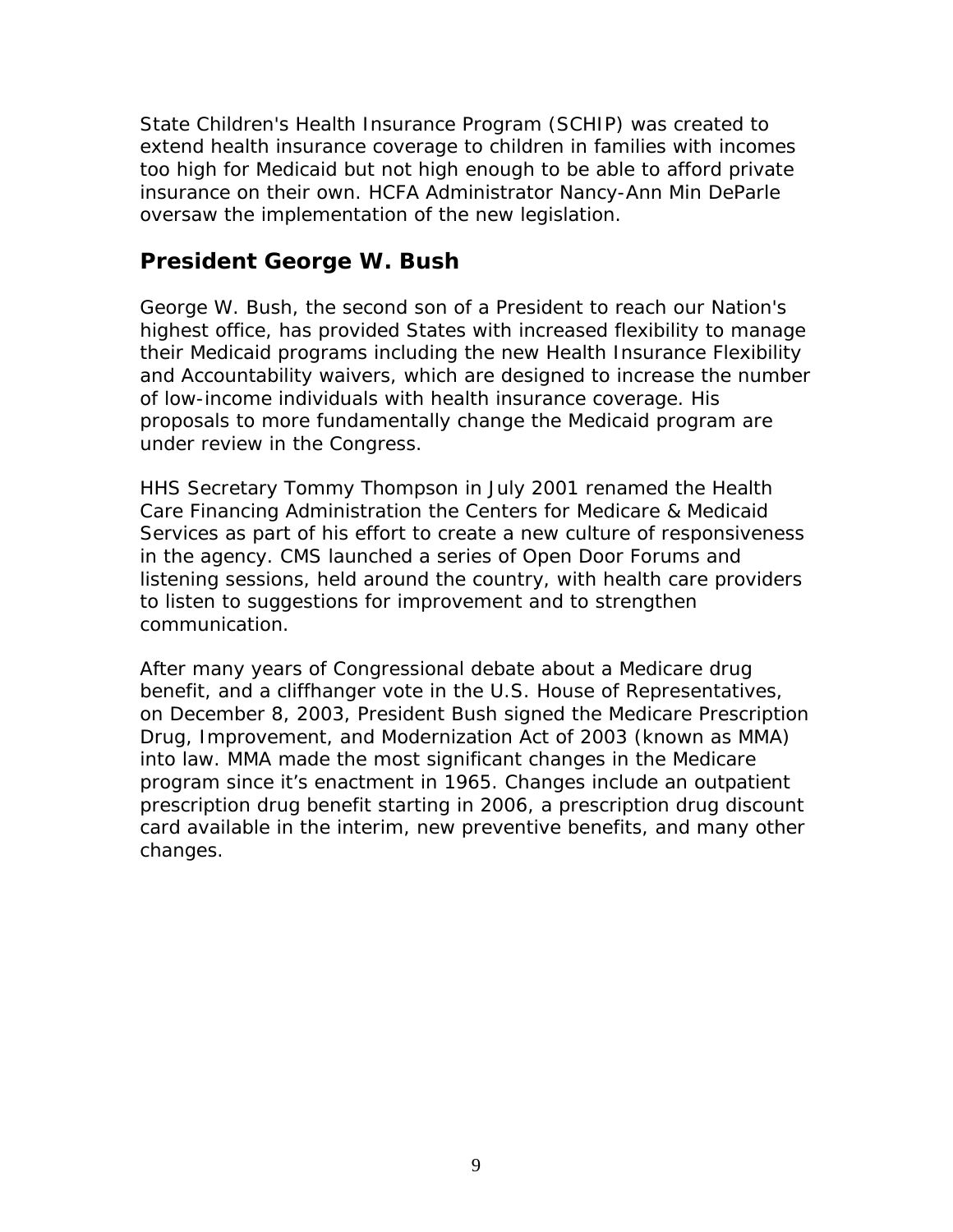State Children's Health Insurance Program (SCHIP) was created to extend health insurance coverage to children in families with incomes too high for Medicaid but not high enough to be able to afford private insurance on their own. HCFA Administrator Nancy-Ann Min DeParle oversaw the implementation of the new legislation.

## President George W. Bush

George W. Bush, the second son of a President to reach our Nation's highest office, has provided States with increased flexibility to manage their Medicaid programs including the new Health Insurance Flexibility and Accountability waivers, which are designed to increase the number of low-income individuals with health insurance coverage. His proposals to more fundamentally change the Medicaid program are under review in the Congress.

HHS Secretary Tommy Thompson in July 2001 renamed the Health Care Financing Administration the Centers for Medicare & Medicaid Services as part of his effort to create a new culture of responsiveness in the agency. CMS launched a series of Open Door Forums and listening sessions, held around the country, with health care providers to listen to suggestions for improvement and to strengthen communication.

After many years of Congressional debate about a Medicare drug benefit, and a cliffhanger vote in the U.S. House of Representatives, on December 8, 2003, President Bush signed the Medicare Prescription Drug, Improvement, and Modernization Act of 2003 (known as MMA) into law. MMA made the most significant changes in the Medicare program since it's enactment in 1965. Changes include an outpatient prescription drug benefit starting in 2006, a prescription drug discount card available in the interim, new preventive benefits, and many other changes.